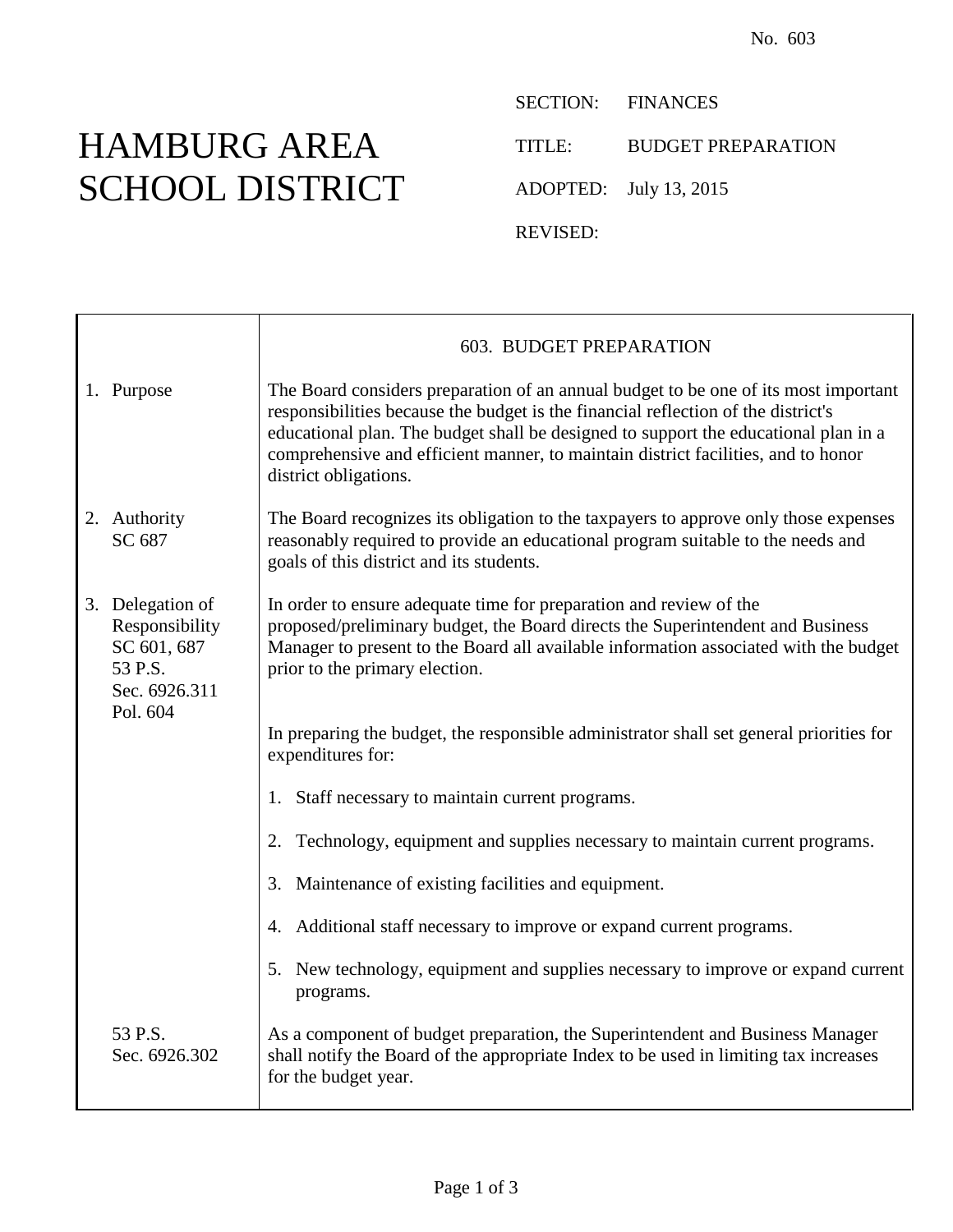No. 603

# HAMBURG AREA SCHOOL DISTRICT

SECTION: FINANCES

TITLE: BUDGET PREPARATION

ADOPTED: July 13, 2015

REVISED:

## 603. BUDGET PREPARATION

**1. Purpose**

The Board considers preparation of an annual budget to be one of its most important responsibilities because the budget is the financial reflection of the district's educational plan. The budget shall be designed to support the educational plan in a comprehensive and efficient manner, to maintain district facilities, and to honor district obligations.

**2. Authority**
SC 687

The Board recognizes its obligation to the taxpayers to approve only those expenses reasonably required to provide an educational program suitable to the needs and goals of this district and its students.

**3. Delegation of Responsibility**
SC 601, 687
53 P.S. Sec. 6926.311
Pol. 604

In order to ensure adequate time for preparation and review of the proposed/preliminary budget, the Board directs the Superintendent and Business Manager to present to the Board all available information associated with the budget prior to the primary election.

In preparing the budget, the responsible administrator shall set general priorities for expenditures for:

1. Staff necessary to maintain current programs.
2. Technology, equipment and supplies necessary to maintain current programs.
3. Maintenance of existing facilities and equipment.
4. Additional staff necessary to improve or expand current programs.
5. New technology, equipment and supplies necessary to improve or expand current programs.

53 P.S. Sec. 6926.302

As a component of budget preparation, the Superintendent and Business Manager shall notify the Board of the appropriate Index to be used in limiting tax increases for the budget year.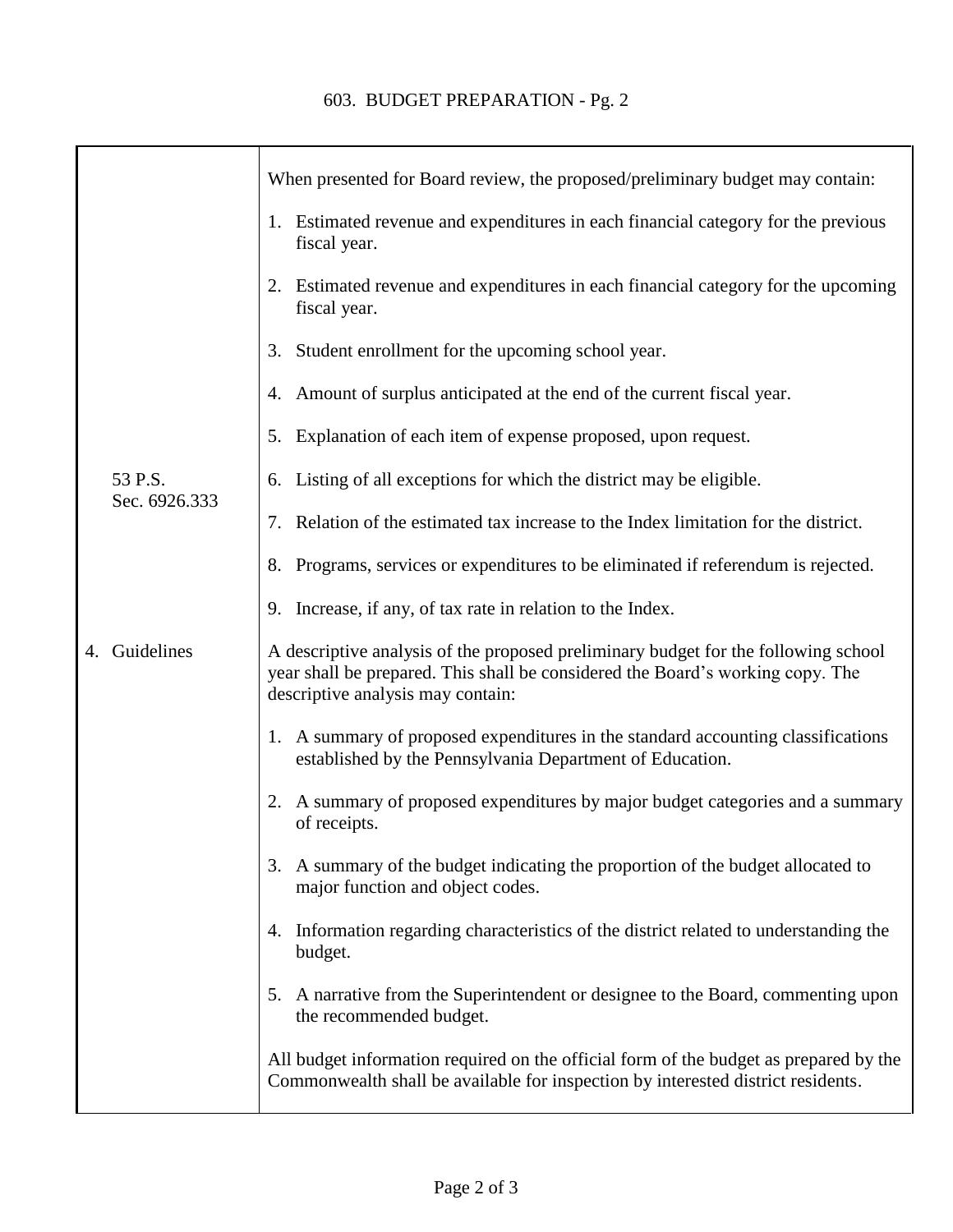# 603. BUDGET PREPARATION - Pg. 2

When presented for Board review, the proposed/preliminary budget may contain:

1. Estimated revenue and expenditures in each financial category for the previous fiscal year.
2. Estimated revenue and expenditures in each financial category for the upcoming fiscal year.
3. Student enrollment for the upcoming school year.
4. Amount of surplus anticipated at the end of the current fiscal year.
5. Explanation of each item of expense proposed, upon request.
6. Listing of all exceptions for which the district may be eligible.
7. Relation of the estimated tax increase to the Index limitation for the district.
8. Programs, services or expenditures to be eliminated if referendum is rejected.
9. Increase, if any, of tax rate in relation to the Index.

53 P.S. Sec. 6926.333

## 4. Guidelines

A descriptive analysis of the proposed preliminary budget for the following school year shall be prepared. This shall be considered the Board's working copy. The descriptive analysis may contain:

1. A summary of proposed expenditures in the standard accounting classifications established by the Pennsylvania Department of Education.
2. A summary of proposed expenditures by major budget categories and a summary of receipts.
3. A summary of the budget indicating the proportion of the budget allocated to major function and object codes.
4. Information regarding characteristics of the district related to understanding the budget.
5. A narrative from the Superintendent or designee to the Board, commenting upon the recommended budget.

All budget information required on the official form of the budget as prepared by the Commonwealth shall be available for inspection by interested district residents.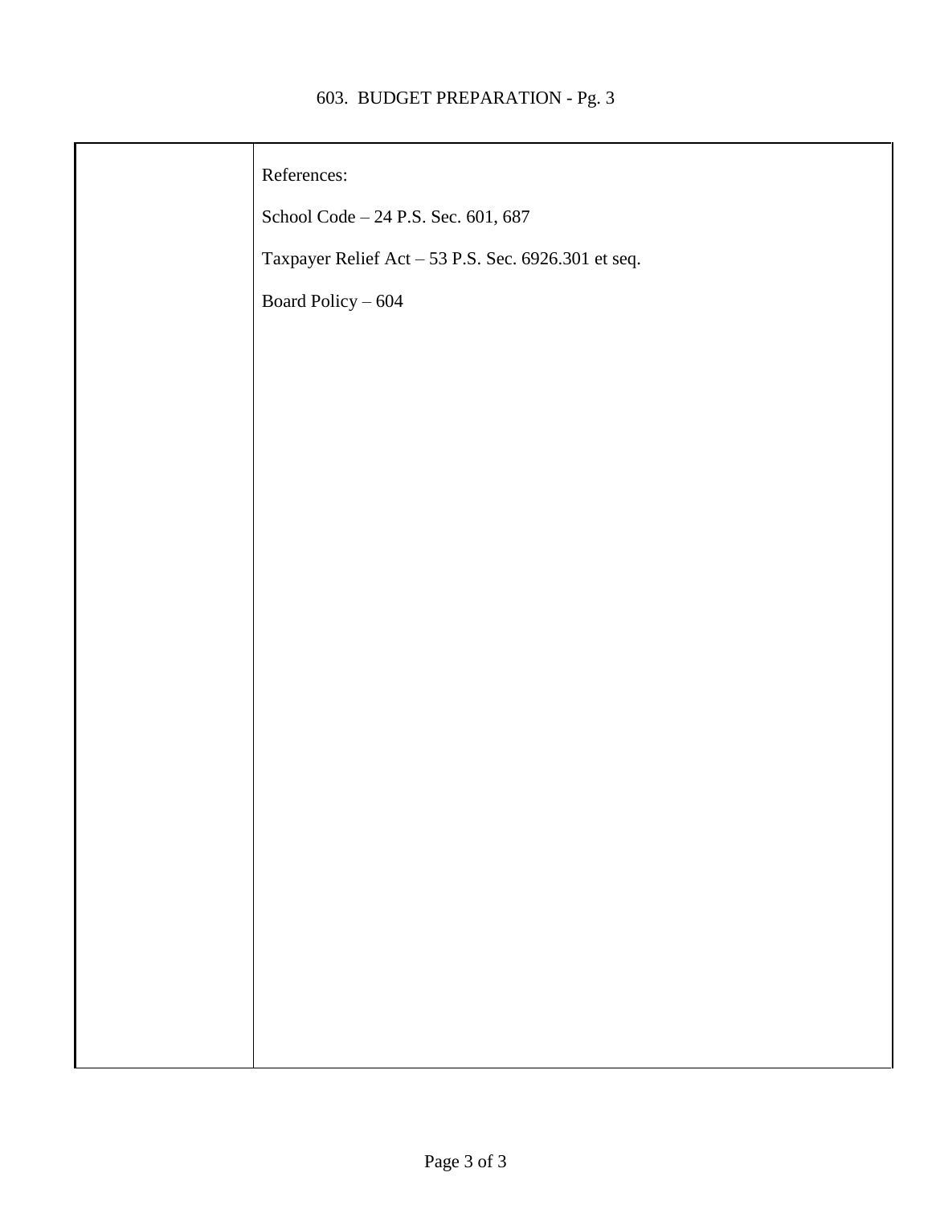References:

School Code – 24 P.S. Sec. 601, 687

Taxpayer Relief Act – 53 P.S. Sec. 6926.301 et seq.

Board Policy – 604